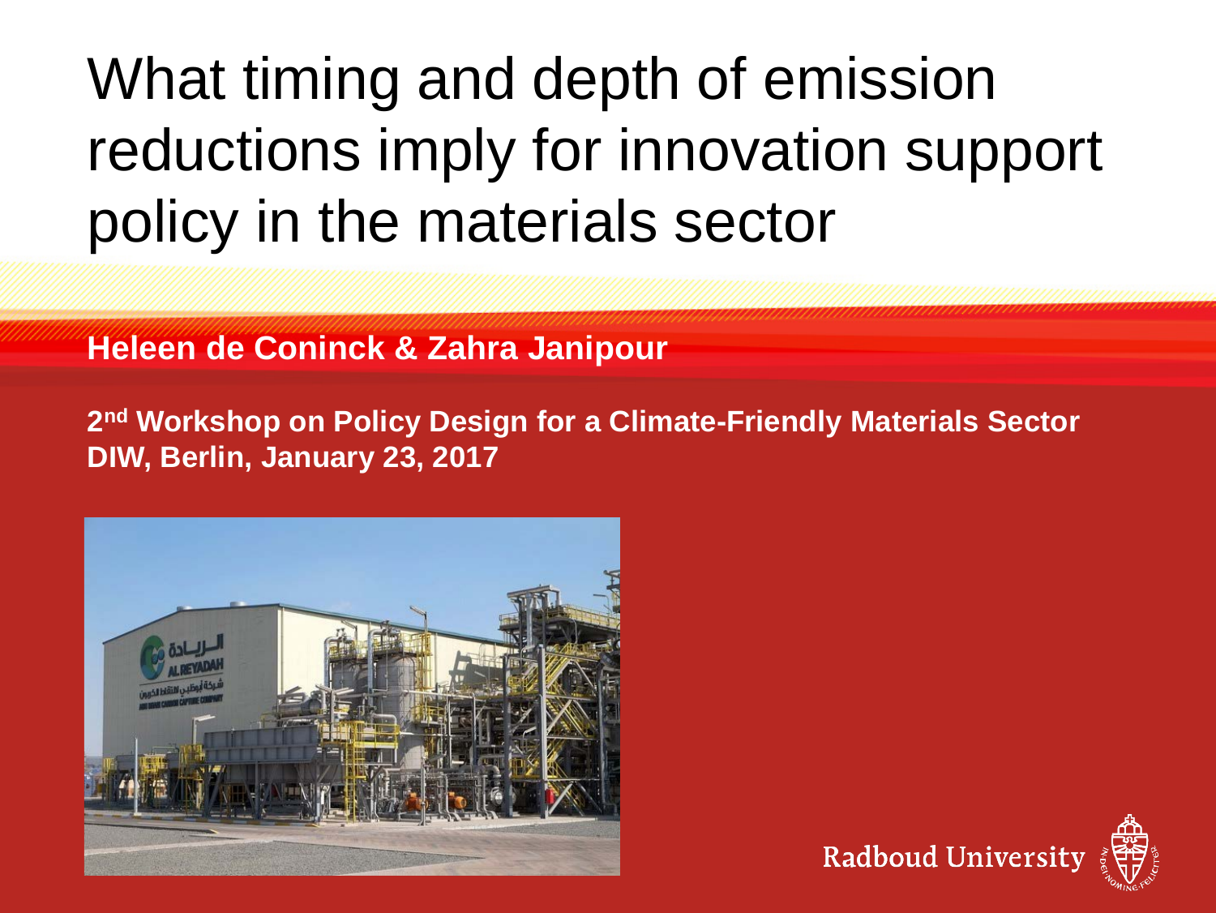# What timing and depth of emission reductions imply for innovation support policy in the materials sector

**Heleen de Coninck & Zahra Janipour**

**2nd Workshop on Policy Design for a Climate-Friendly Materials Sector**
**DIW, Berlin, January 23, 2017**

Radboud University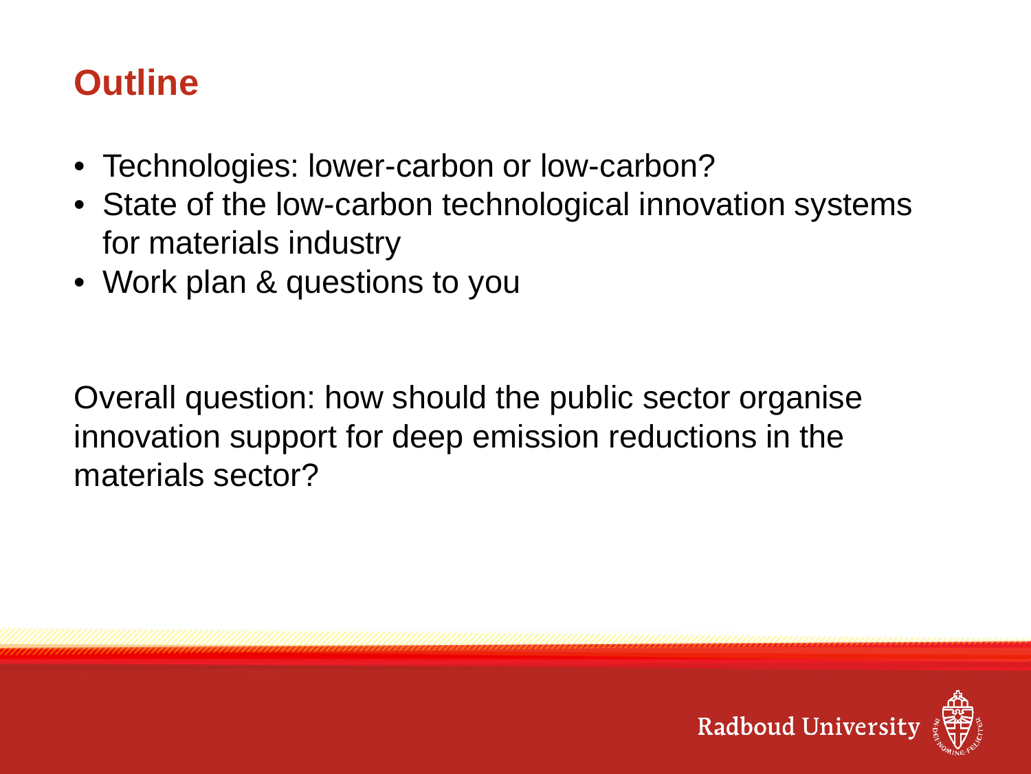# Outline

- Technologies: lower-carbon or low-carbon?
- State of the low-carbon technological innovation systems for materials industry
- Work plan & questions to you

Overall question: how should the public sector organise innovation support for deep emission reductions in the materials sector?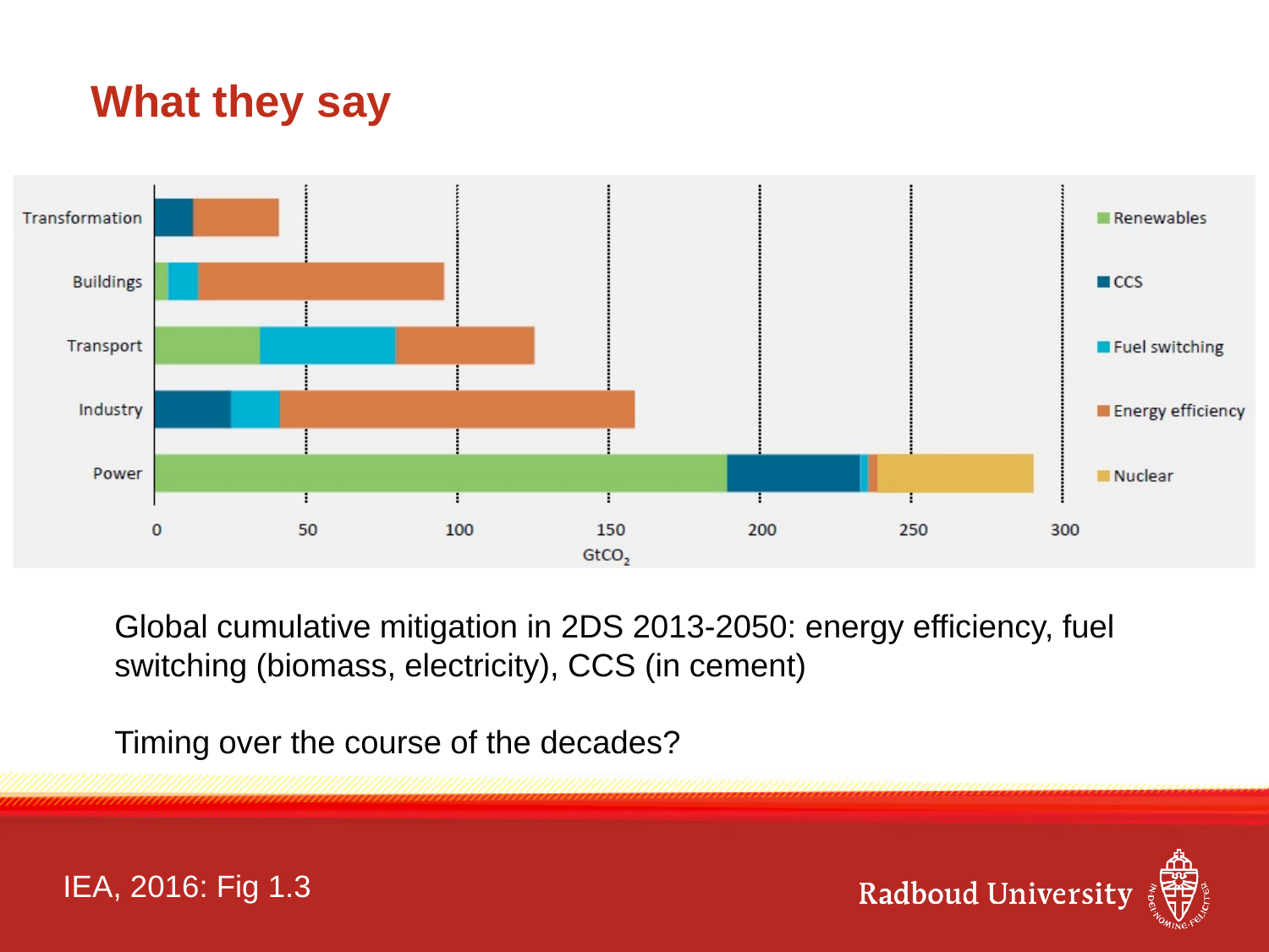# What they say

Global cumulative mitigation in 2DS 2013-2050: energy efficiency, fuel switching (biomass, electricity), CCS (in cement)

Timing over the course of the decades?

IEA, 2016: Fig 1.3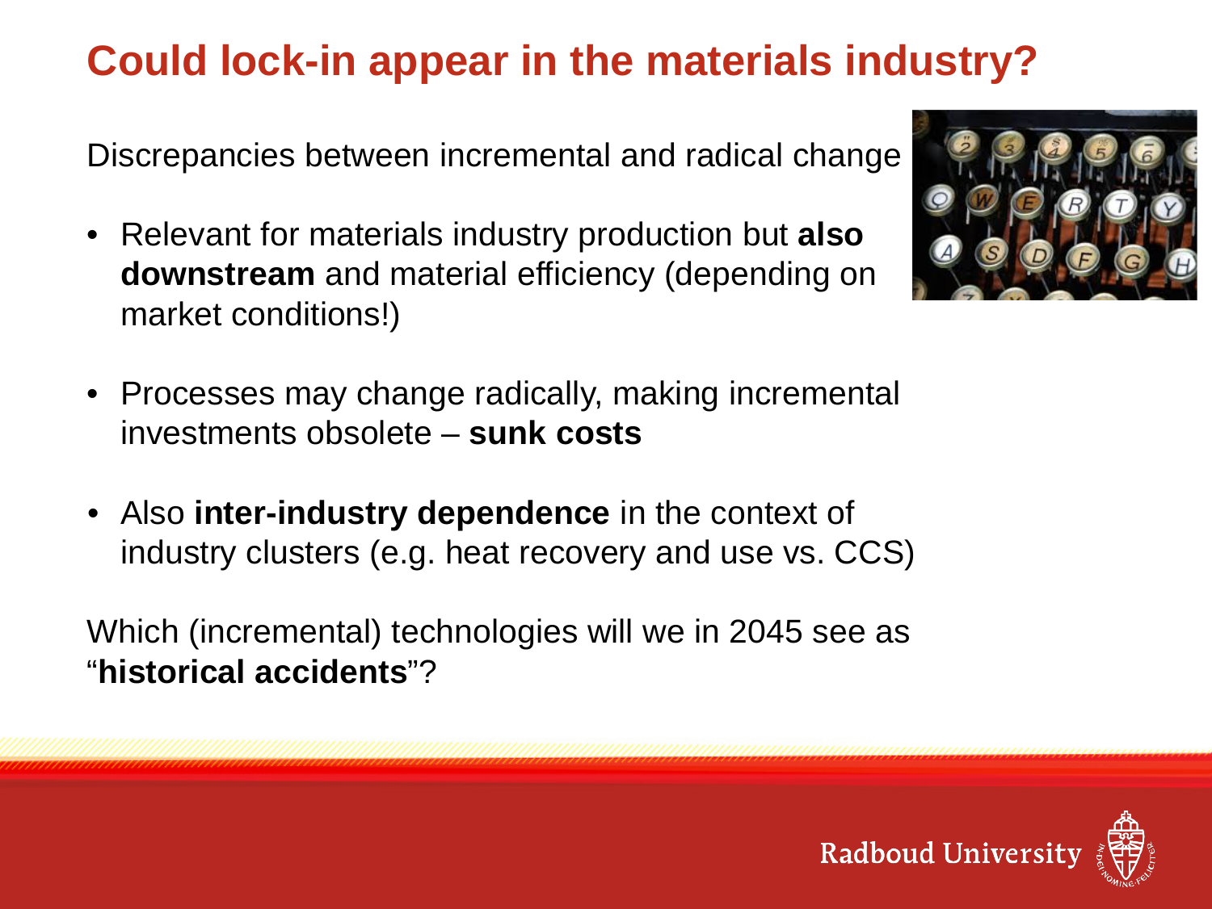# Could lock-in appear in the materials industry?

Discrepancies between incremental and radical change

- Relevant for materials industry production but **also downstream** and material efficiency (depending on market conditions!)
- Processes may change radically, making incremental investments obsolete – **sunk costs**
- Also **inter-industry dependence** in the context of industry clusters (e.g. heat recovery and use vs. CCS)

Which (incremental) technologies will we in 2045 see as "**historical accidents**"?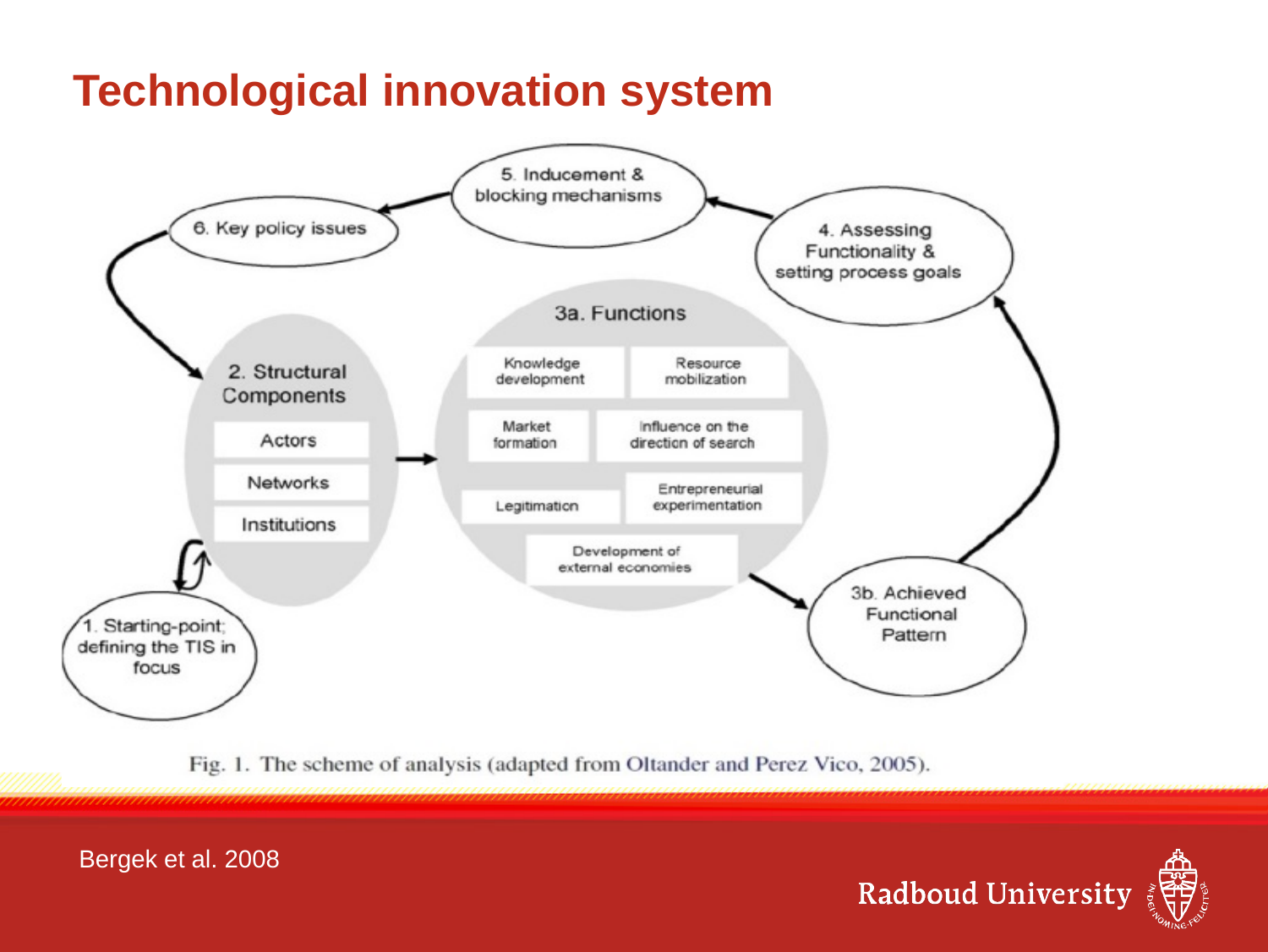# Technological innovation system

- 1. Starting-point; defining the TIS in focus
- 2. Structural Components
  - Actors
  - Networks
  - Institutions
- 3a. Functions
  - Knowledge development
  - Resource mobilization
  - Market formation
  - Influence on the direction of search
  - Legitimation
  - Entrepreneurial experimentation
  - Development of external economies
- 3b. Achieved Functional Pattern
- 4. Assessing Functionality & setting process goals
- 5. Inducement & blocking mechanisms
- 6. Key policy issues

Fig. 1. The scheme of analysis (adapted from Oltander and Perez Vico, 2005).

Bergek et al. 2008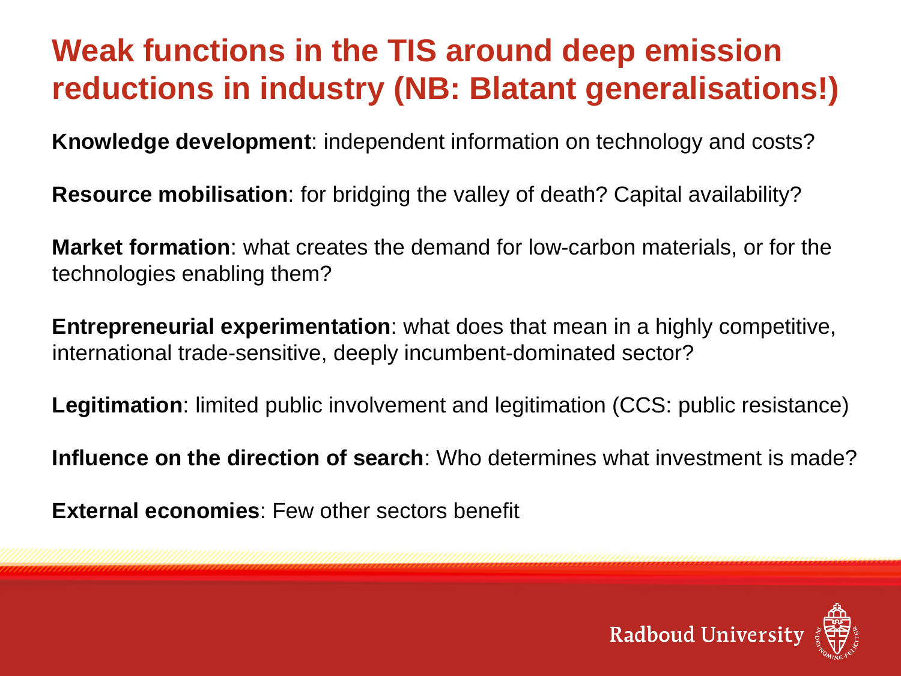# Weak functions in the TIS around deep emission reductions in industry (NB: Blatant generalisations!)

**Knowledge development**: independent information on technology and costs?

**Resource mobilisation**: for bridging the valley of death? Capital availability?

**Market formation**: what creates the demand for low-carbon materials, or for the technologies enabling them?

**Entrepreneurial experimentation**: what does that mean in a highly competitive, international trade-sensitive, deeply incumbent-dominated sector?

**Legitimation**: limited public involvement and legitimation (CCS: public resistance)

**Influence on the direction of search**: Who determines what investment is made?

**External economies**: Few other sectors benefit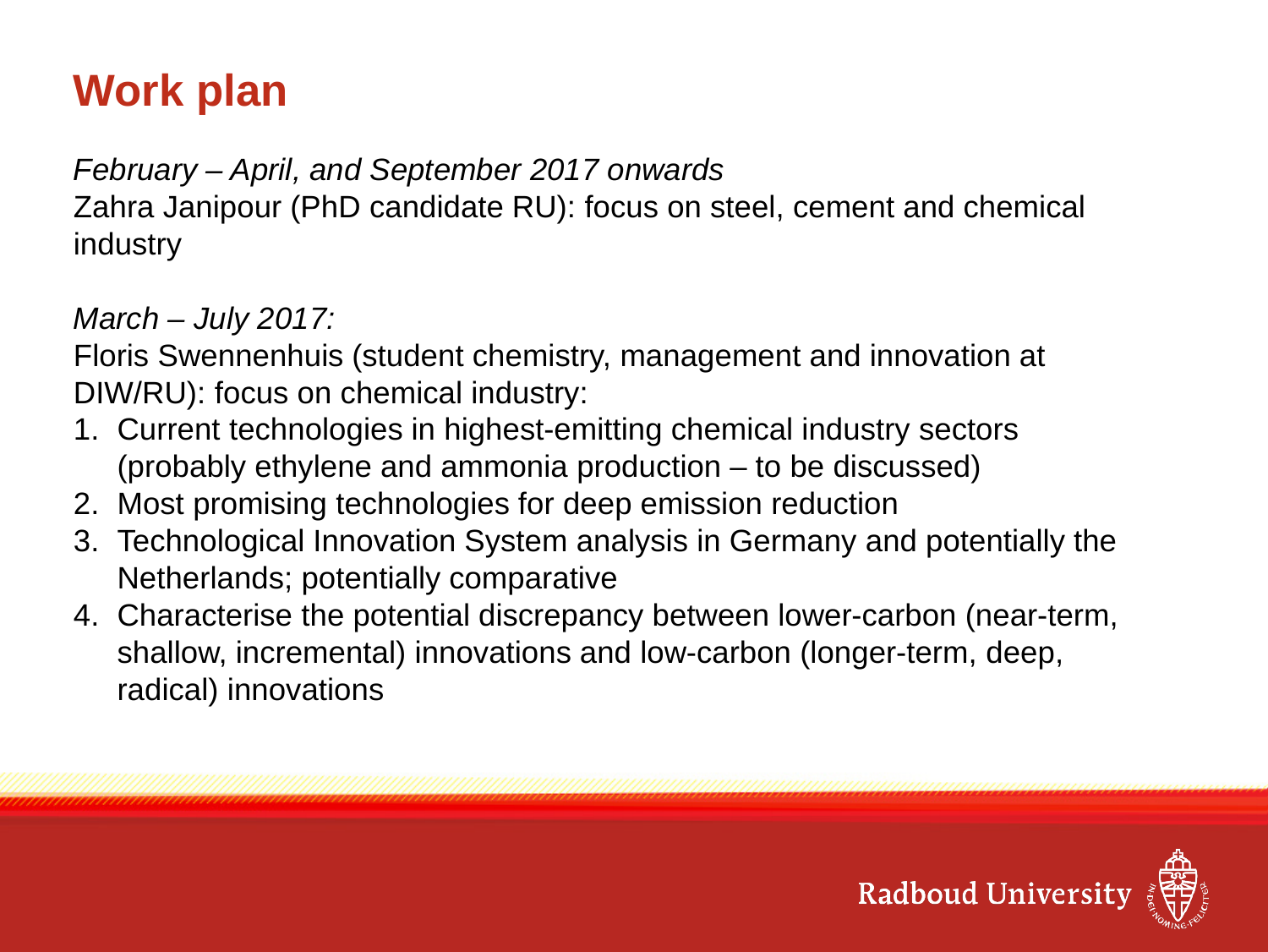# Work plan

*February – April, and September 2017 onwards*
Zahra Janipour (PhD candidate RU): focus on steel, cement and chemical industry

*March – July 2017:*
Floris Swennenhuis (student chemistry, management and innovation at DIW/RU): focus on chemical industry:

1. Current technologies in highest-emitting chemical industry sectors (probably ethylene and ammonia production – to be discussed)
2. Most promising technologies for deep emission reduction
3. Technological Innovation System analysis in Germany and potentially the Netherlands; potentially comparative
4. Characterise the potential discrepancy between lower-carbon (near-term, shallow, incremental) innovations and low-carbon (longer-term, deep, radical) innovations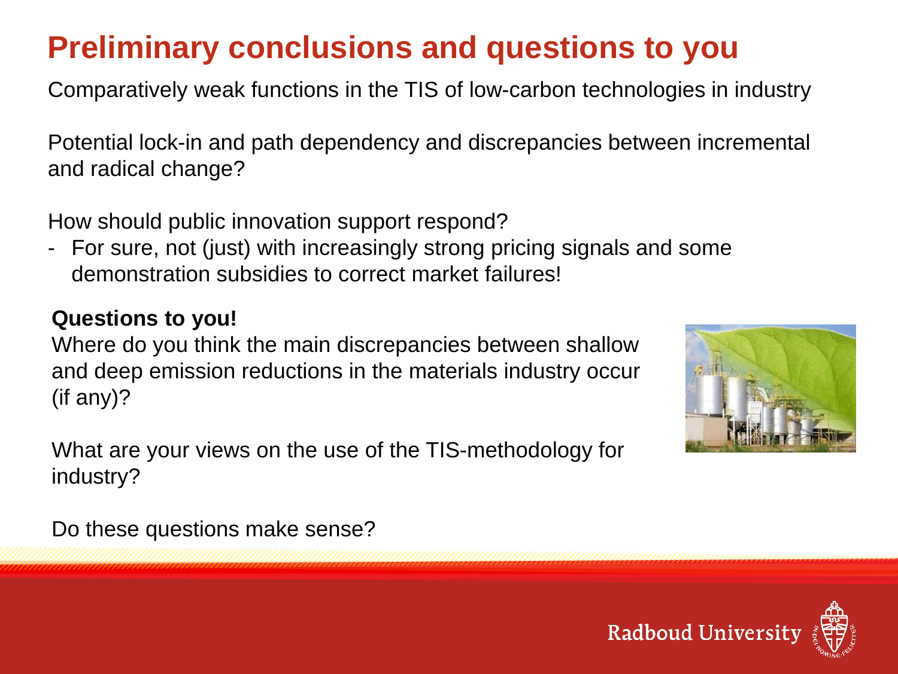# Preliminary conclusions and questions to you

Comparatively weak functions in the TIS of low-carbon technologies in industry

Potential lock-in and path dependency and discrepancies between incremental and radical change?

How should public innovation support respond?

- For sure, not (just) with increasingly strong pricing signals and some demonstration subsidies to correct market failures!

**Questions to you!**

Where do you think the main discrepancies between shallow and deep emission reductions in the materials industry occur (if any)?

What are your views on the use of the TIS-methodology for industry?

Do these questions make sense?